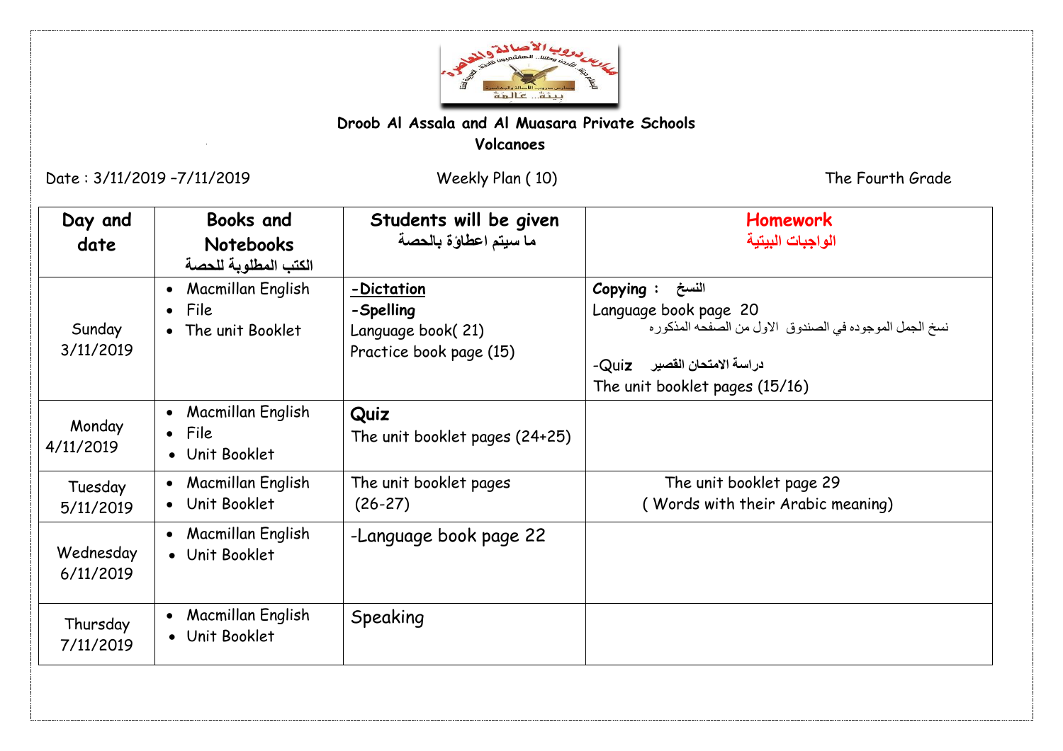**Droob Al Assala and Al Muasara Private Schools**

**Volcanoes**

Date : 3/11/2019 –7/11/2019 Weekly Plan ( 10) The Fourth Grade

| Day and date | Books and Notebooks الكتب المطلوبة للحصة | Students will be given ما سيتم اعطاؤة بالحصة | Homework الواجبات البيتية |
|---|---|---|---|
| Sunday 3/11/2019 | • Macmillan English<br>• File<br>• The unit Booklet | **-Dictation**<br>**-Spelling**<br>Language book( 21)<br>Practice book page (15) | **Copying : النسخ**<br>Language book page 20<br>نسخ الجمل الموجوده في الصندوق الاول من الصفحه المذكوره<br>-Quiz دراسة الامتحان القصير<br>The unit booklet pages (15/16) |
| Monday 4/11/2019 | • Macmillan English<br>• File<br>• Unit Booklet | **Quiz**<br>The unit booklet pages (24+25) | |
| Tuesday 5/11/2019 | • Macmillan English<br>• Unit Booklet | The unit booklet pages (26-27) | The unit booklet page 29<br>( Words with their Arabic meaning) |
| Wednesday 6/11/2019 | • Macmillan English<br>• Unit Booklet | -Language book page 22 | |
| Thursday 7/11/2019 | • Macmillan English<br>• Unit Booklet | Speaking | |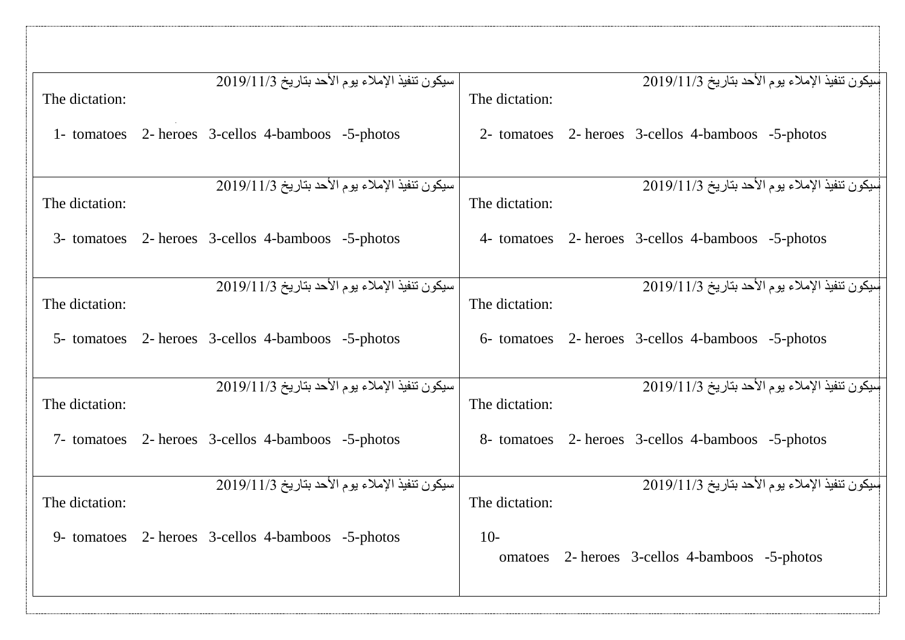| | |
|---|---|
| سيكون تنفيذ الإملاء يوم الأحد بتاريخ 2019/11/3<br>The dictation:<br>1- tomatoes 2- heroes 3-cellos 4-bamboos -5-photos | سيكون تنفيذ الإملاء يوم الأحد بتاريخ 2019/11/3<br>The dictation:<br>2- tomatoes 2- heroes 3-cellos 4-bamboos -5-photos |
| سيكون تنفيذ الإملاء يوم الأحد بتاريخ 2019/11/3<br>The dictation:<br>3- tomatoes 2- heroes 3-cellos 4-bamboos -5-photos | سيكون تنفيذ الإملاء يوم الأحد بتاريخ 2019/11/3<br>The dictation:<br>4- tomatoes 2- heroes 3-cellos 4-bamboos -5-photos |
| سيكون تنفيذ الإملاء يوم الأحد بتاريخ 2019/11/3<br>The dictation:<br>5- tomatoes 2- heroes 3-cellos 4-bamboos -5-photos | سيكون تنفيذ الإملاء يوم الأحد بتاريخ 2019/11/3<br>The dictation:<br>6- tomatoes 2- heroes 3-cellos 4-bamboos -5-photos |
| سيكون تنفيذ الإملاء يوم الأحد بتاريخ 2019/11/3<br>The dictation:<br>7- tomatoes 2- heroes 3-cellos 4-bamboos -5-photos | سيكون تنفيذ الإملاء يوم الأحد بتاريخ 2019/11/3<br>The dictation:<br>8- tomatoes 2- heroes 3-cellos 4-bamboos -5-photos |
| سيكون تنفيذ الإملاء يوم الأحد بتاريخ 2019/11/3<br>The dictation:<br>9- tomatoes 2- heroes 3-cellos 4-bamboos -5-photos | سيكون تنفيذ الإملاء يوم الأحد بتاريخ 2019/11/3<br>The dictation:<br>10-<br>omatoes 2- heroes 3-cellos 4-bamboos -5-photos |